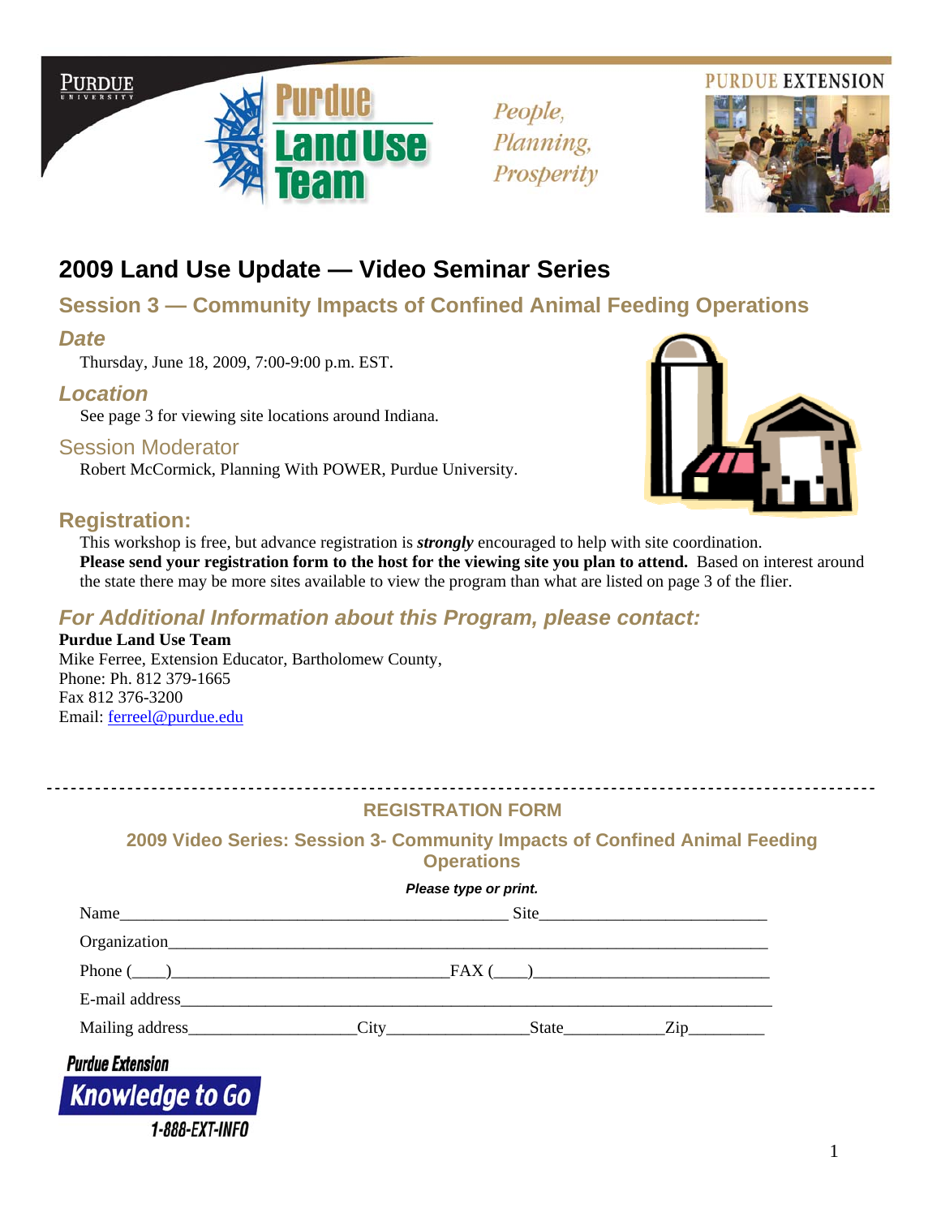PURDUE UNIVERSITY

Purdue Land Use Team

*People, Planning, Prosperity*

PURDUE EXTENSION

# 2009 Land Use Update — Video Seminar Series

## Session 3 — Community Impacts of Confined Animal Feeding Operations

### *Date*

Thursday, June 18, 2009, 7:00-9:00 p.m. EST.

### *Location*

See page 3 for viewing site locations around Indiana.

### Session Moderator

Robert McCormick, Planning With POWER, Purdue University.

### Registration:

This workshop is free, but advance registration is ***strongly*** encouraged to help with site coordination. **Please send your registration form to the host for the viewing site you plan to attend.** Based on interest around the state there may be more sites available to view the program than what are listed on page 3 of the flier.

### *For Additional Information about this Program, please contact:*

**Purdue Land Use Team**
Mike Ferree, Extension Educator, Bartholomew County,
Phone: Ph. 812 379-1665
Fax 812 376-3200
Email: ferreel@purdue.edu

---

## REGISTRATION FORM

### 2009 Video Series: Session 3- Community Impacts of Confined Animal Feeding Operations

***Please type or print.***

Name_______________________________________________ Site___________________________

Organization_________________________________________________________________________

Phone (____)_________________________________FAX (____)____________________________

E-mail address_______________________________________________________________________

Mailing address___________________City________________State___________Zip_________

Purdue Extension
Knowledge to Go
1-888-EXT-INFO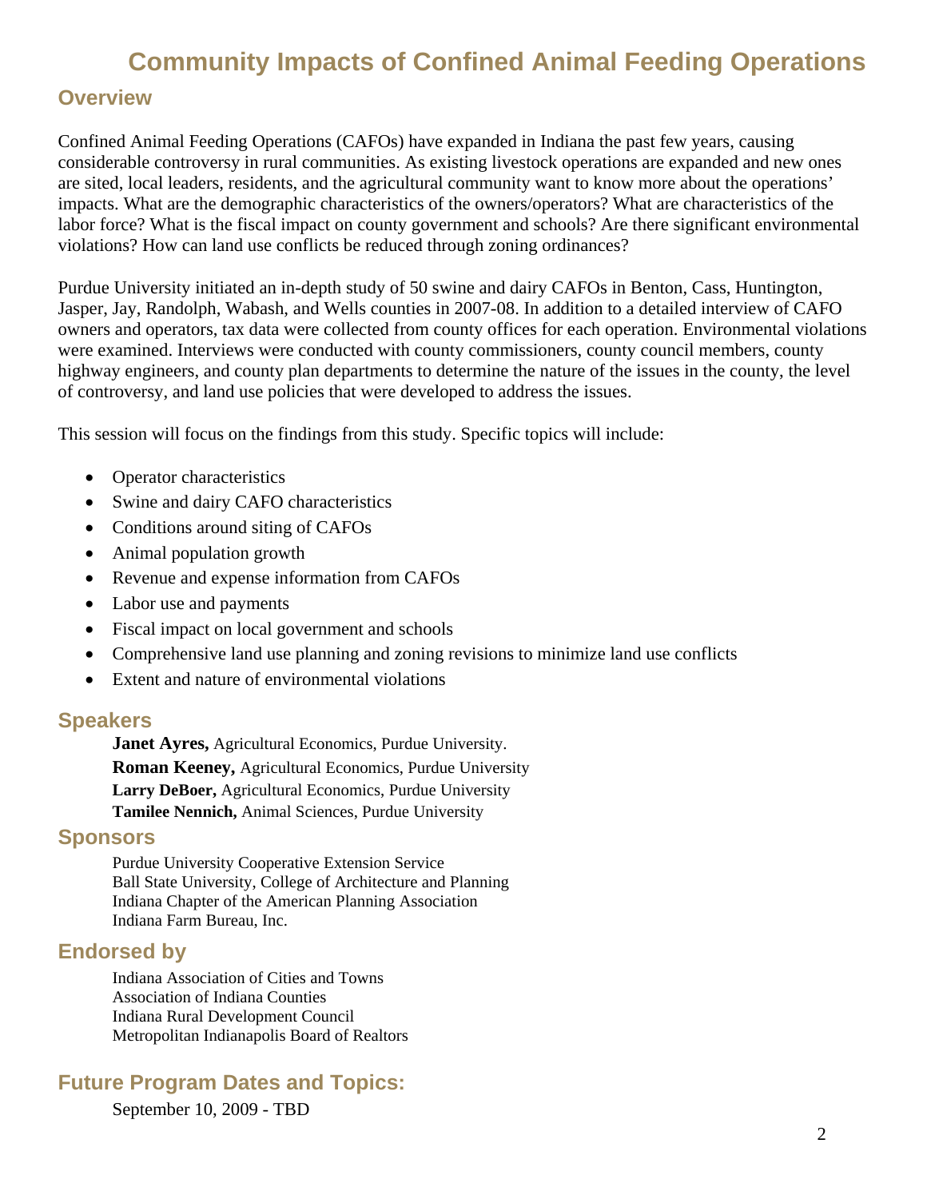# Community Impacts of Confined Animal Feeding Operations

## Overview

Confined Animal Feeding Operations (CAFOs) have expanded in Indiana the past few years, causing considerable controversy in rural communities. As existing livestock operations are expanded and new ones are sited, local leaders, residents, and the agricultural community want to know more about the operations' impacts. What are the demographic characteristics of the owners/operators? What are characteristics of the labor force? What is the fiscal impact on county government and schools? Are there significant environmental violations? How can land use conflicts be reduced through zoning ordinances?

Purdue University initiated an in-depth study of 50 swine and dairy CAFOs in Benton, Cass, Huntington, Jasper, Jay, Randolph, Wabash, and Wells counties in 2007-08. In addition to a detailed interview of CAFO owners and operators, tax data were collected from county offices for each operation. Environmental violations were examined. Interviews were conducted with county commissioners, county council members, county highway engineers, and county plan departments to determine the nature of the issues in the county, the level of controversy, and land use policies that were developed to address the issues.

This session will focus on the findings from this study. Specific topics will include:

- Operator characteristics
- Swine and dairy CAFO characteristics
- Conditions around siting of CAFOs
- Animal population growth
- Revenue and expense information from CAFOs
- Labor use and payments
- Fiscal impact on local government and schools
- Comprehensive land use planning and zoning revisions to minimize land use conflicts
- Extent and nature of environmental violations

## Speakers

**Janet Ayres,** Agricultural Economics, Purdue University.
**Roman Keeney,** Agricultural Economics, Purdue University
**Larry DeBoer,** Agricultural Economics, Purdue University
**Tamilee Nennich,** Animal Sciences, Purdue University

## Sponsors

Purdue University Cooperative Extension Service
Ball State University, College of Architecture and Planning
Indiana Chapter of the American Planning Association
Indiana Farm Bureau, Inc.

## Endorsed by

Indiana Association of Cities and Towns
Association of Indiana Counties
Indiana Rural Development Council
Metropolitan Indianapolis Board of Realtors

## Future Program Dates and Topics:

September 10, 2009 - TBD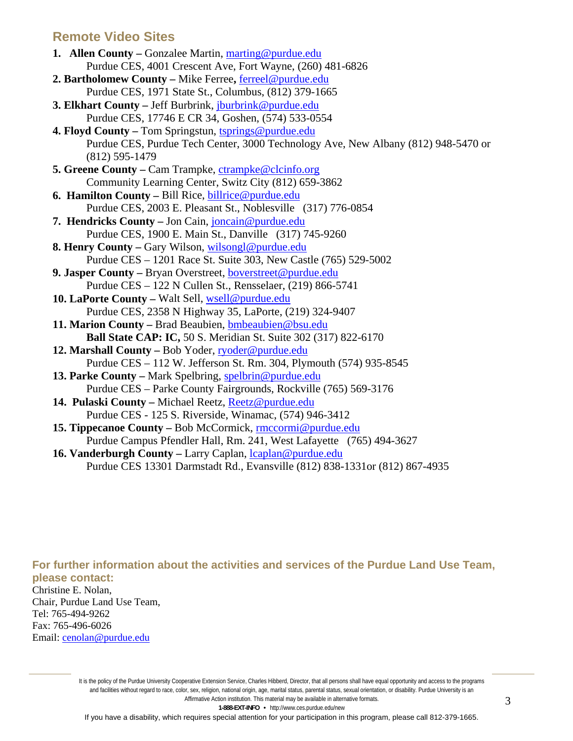## Remote Video Sites

1. **Allen County –** Gonzalee Martin, marting@purdue.edu
   Purdue CES, 4001 Crescent Ave, Fort Wayne, (260) 481-6826
2. **Bartholomew County –** Mike Ferree**,** ferreel@purdue.edu
   Purdue CES, 1971 State St., Columbus, (812) 379-1665
3. **Elkhart County –** Jeff Burbrink, jburbrink@purdue.edu
   Purdue CES, 17746 E CR 34, Goshen, (574) 533-0554
4. **Floyd County –** Tom Springstun, tsprings@purdue.edu
   Purdue CES, Purdue Tech Center, 3000 Technology Ave, New Albany (812) 948-5470 or (812) 595-1479
5. **Greene County –** Cam Trampke, ctrampke@clcinfo.org
   Community Learning Center, Switz City (812) 659-3862
6. **Hamilton County –** Bill Rice, billrice@purdue.edu
   Purdue CES, 2003 E. Pleasant St., Noblesville (317) 776-0854
7. **Hendricks County –** Jon Cain, joncain@purdue.edu
   Purdue CES, 1900 E. Main St., Danville (317) 745-9260
8. **Henry County –** Gary Wilson, wilsongl@purdue.edu
   Purdue CES – 1201 Race St. Suite 303, New Castle (765) 529-5002
9. **Jasper County –** Bryan Overstreet, boverstreet@purdue.edu
   Purdue CES – 122 N Cullen St., Rensselaer, (219) 866-5741
10. **LaPorte County –** Walt Sell, wsell@purdue.edu
    Purdue CES, 2358 N Highway 35, LaPorte, (219) 324-9407
11. **Marion County –** Brad Beaubien, bmbeaubien@bsu.edu
    **Ball State CAP: IC,** 50 S. Meridian St. Suite 302 (317) 822-6170
12. **Marshall County –** Bob Yoder, ryoder@purdue.edu
    Purdue CES – 112 W. Jefferson St. Rm. 304, Plymouth (574) 935-8545
13. **Parke County –** Mark Spelbring, spelbrin@purdue.edu
    Purdue CES – Parke County Fairgrounds, Rockville (765) 569-3176
14. **Pulaski County –** Michael Reetz, Reetz@purdue.edu
    Purdue CES - 125 S. Riverside, Winamac, (574) 946-3412
15. **Tippecanoe County –** Bob McCormick, rmccormi@purdue.edu
    Purdue Campus Pfendler Hall, Rm. 241, West Lafayette (765) 494-3627
16. **Vanderburgh County –** Larry Caplan, lcaplan@purdue.edu
    Purdue CES 13301 Darmstadt Rd., Evansville (812) 838-1331or (812) 867-4935

### For further information about the activities and services of the Purdue Land Use Team, please contact:

Christine E. Nolan,
Chair, Purdue Land Use Team,
Tel: 765-494-9262
Fax: 765-496-6026
Email: cenolan@purdue.edu

It is the policy of the Purdue University Cooperative Extension Service, Charles Hibberd, Director, that all persons shall have equal opportunity and access to the programs and facilities without regard to race, color, sex, religion, national origin, age, marital status, parental status, sexual orientation, or disability. Purdue University is an Affirmative Action institution. This material may be available in alternative formats.

**1-888-EXT-INFO** • http://www.ces.purdue.edu/new

If you have a disability, which requires special attention for your participation in this program, please call 812-379-1665.